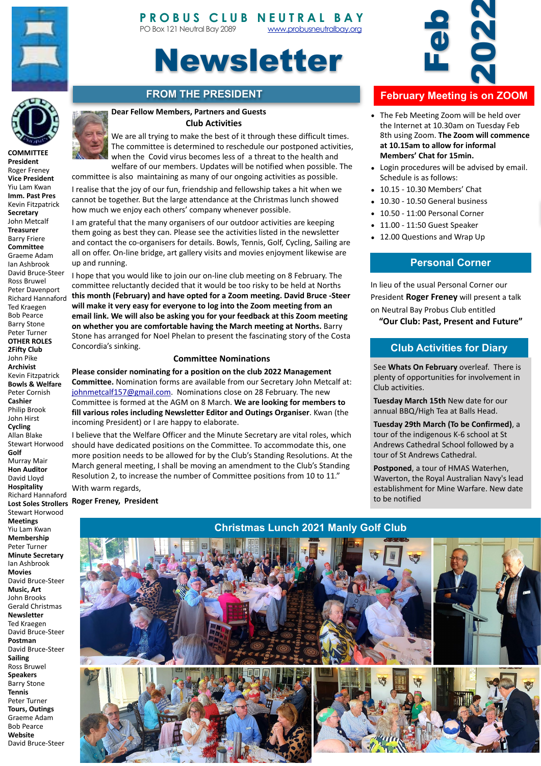# PROBUS CLUB NEUTRAL BAY

PO Box 121 Neutral Bay 2089 www.probusneutralbay.org

# Newsletter

**Feb 2022**

**COMMITTEE**
**President**
Roger Freney
**Vice President**
Yiu Lam Kwan
**Imm. Past Pres**
Kevin Fitzpatrick
**Secretary**
John Metcalf
**Treasurer**
Barry Friere
**Committee**
Graeme Adam
Ian Ashbrook
David Bruce-Steer
Ross Bruwel
Peter Davenport
Richard Hannaford
Ted Kraegen
Bob Pearce
Barry Stone
Peter Turner
**OTHER ROLES**
**2Fifty Club**
John Pike
**Archivist**
Kevin Fitzpatrick
**Bowls & Welfare**
Peter Cornish
**Cashier**
Philip Brook
John Hirst
**Cycling**
Allan Blake
Stewart Horwood
**Golf**
Murray Mair
**Hon Auditor**
David Lloyd
**Hospitality**
Richard Hannaford
**Lost Soles Strollers**
Stewart Horwood
**Meetings**
Yiu Lam Kwan
**Membership**
Peter Turner
**Minute Secretary**
Ian Ashbrook
**Movies**
David Bruce-Steer
**Music, Art**
John Brooks
Gerald Christmas
**Newsletter**
Ted Kraegen
David Bruce-Steer
**Postman**
David Bruce-Steer
**Sailing**
Ross Bruwel
**Speakers**
Barry Stone
**Tennis**
Peter Turner
**Tours, Outings**
Graeme Adam
Bob Pearce
**Website**
David Bruce-Steer

## FROM THE PRESIDENT

**Dear Fellow Members, Partners and Guests**

**Club Activities**

We are all trying to make the best of it through these difficult times. The committee is determined to reschedule our postponed activities, when the Covid virus becomes less of a threat to the health and welfare of our members. Updates will be notified when possible. The committee is also maintaining as many of our ongoing activities as possible.

I realise that the joy of our fun, friendship and fellowship takes a hit when we cannot be together. But the large attendance at the Christmas lunch showed how much we enjoy each others' company whenever possible.

I am grateful that the many organisers of our outdoor activities are keeping them going as best they can. Please see the activities listed in the newsletter and contact the co-organisers for details. Bowls, Tennis, Golf, Cycling, Sailing are all on offer. On-line bridge, art gallery visits and movies enjoyment likewise are up and running.

I hope that you would like to join our on-line club meeting on 8 February. The committee reluctantly decided that it would be too risky to be held at Norths **this month (February) and have opted for a Zoom meeting. David Bruce -Steer will make it very easy for everyone to log into the Zoom meeting from an email link. We will also be asking you for your feedback at this Zoom meeting on whether you are comfortable having the March meeting at Norths.** Barry Stone has arranged for Noel Phelan to present the fascinating story of the Costa Concordia's sinking.

**Committee Nominations**

**Please consider nominating for a position on the club 2022 Management Committee.** Nomination forms are available from our Secretary John Metcalf at: johnmetcalf157@gmail.com. Nominations close on 28 February. The new Committee is formed at the AGM on 8 March. **We are looking for members to fill various roles including Newsletter Editor and Outings Organiser**. Kwan (the incoming President) or I are happy to elaborate.

I believe that the Welfare Officer and the Minute Secretary are vital roles, which should have dedicated positions on the Committee. To accommodate this, one more position needs to be allowed for by the Club's Standing Resolutions. At the March general meeting, I shall be moving an amendment to the Club's Standing Resolution 2, to increase the number of Committee positions from 10 to 11."

With warm regards,

**Roger Freney, President**

## February Meeting is on ZOOM

- The Feb Meeting Zoom will be held over the Internet at 10.30am on Tuesday Feb 8th using Zoom. **The Zoom will commence at 10.15am to allow for informal Members' Chat for 15min.**
- Login procedures will be advised by email. Schedule is as follows:
- 10.15 - 10.30 Members' Chat
- 10.30 - 10.50 General business
- 10.50 - 11:00 Personal Corner
- 11.00 - 11:50 Guest Speaker
- 12.00 Questions and Wrap Up

## Personal Corner

In lieu of the usual Personal Corner our President **Roger Freney** will present a talk on Neutral Bay Probus Club entitled

**"Our Club: Past, Present and Future"**

## Club Activities for Diary

See **Whats On February** overleaf. There is plenty of opportunities for involvement in Club activities.

**Tuesday March 15th** New date for our annual BBQ/High Tea at Balls Head.

**Tuesday 29th March (To be Confirmed)**, a tour of the indigenous K-6 school at St Andrews Cathedral School followed by a tour of St Andrews Cathedral.

**Postponed**, a tour of HMAS Waterhen, Waverton, the Royal Australian Navy's lead establishment for Mine Warfare. New date to be notified

## Christmas Lunch 2021 Manly Golf Club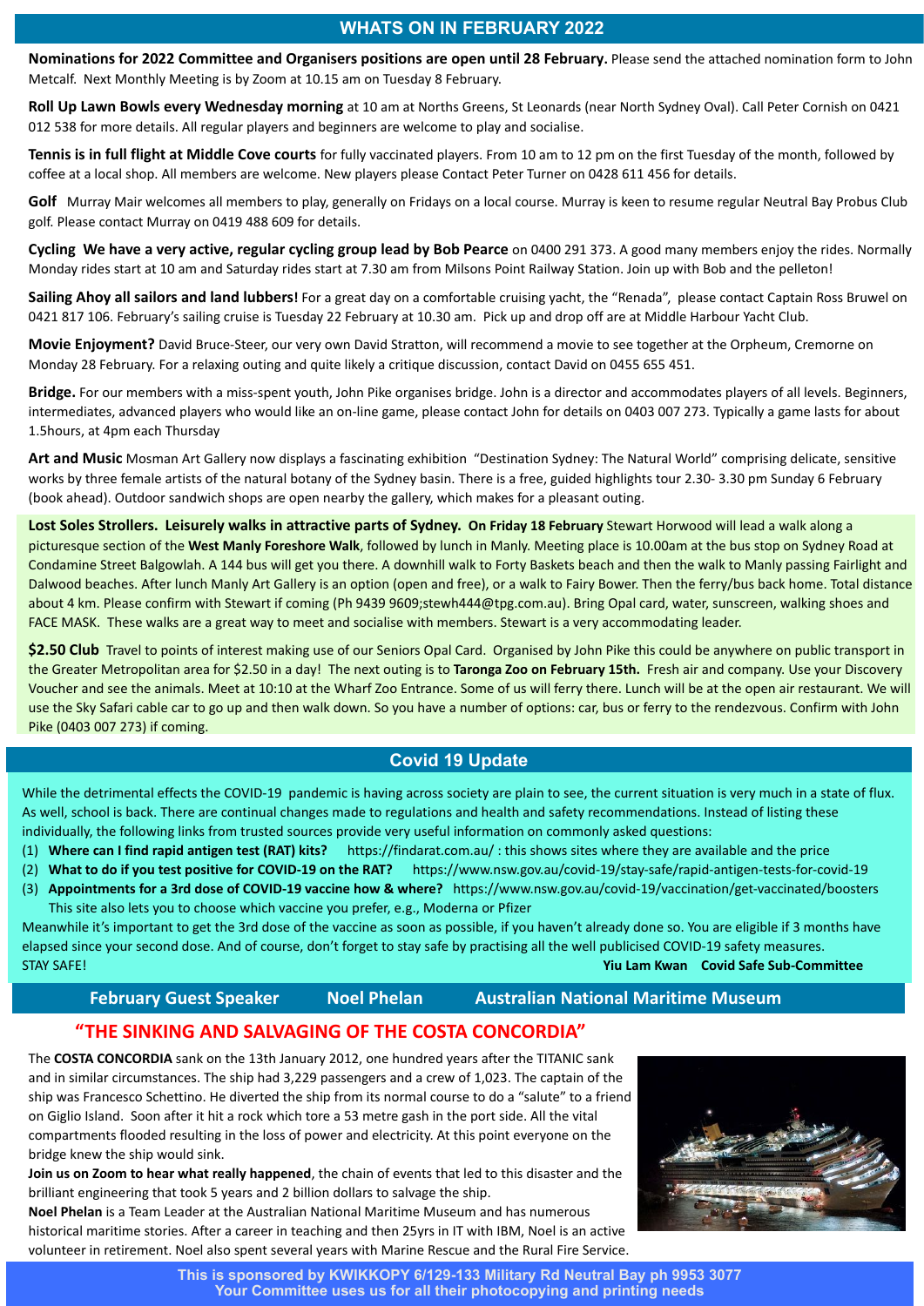## WHATS ON IN FEBRUARY 2022

**Nominations for 2022 Committee and Organisers positions are open until 28 February.** Please send the attached nomination form to John Metcalf. Next Monthly Meeting is by Zoom at 10.15 am on Tuesday 8 February.

**Roll Up Lawn Bowls every Wednesday morning** at 10 am at Norths Greens, St Leonards (near North Sydney Oval). Call Peter Cornish on 0421 012 538 for more details. All regular players and beginners are welcome to play and socialise.

**Tennis is in full flight at Middle Cove courts** for fully vaccinated players. From 10 am to 12 pm on the first Tuesday of the month, followed by coffee at a local shop. All members are welcome. New players please Contact Peter Turner on 0428 611 456 for details.

**Golf** Murray Mair welcomes all members to play, generally on Fridays on a local course. Murray is keen to resume regular Neutral Bay Probus Club golf. Please contact Murray on 0419 488 609 for details.

**Cycling We have a very active, regular cycling group lead by Bob Pearce** on 0400 291 373. A good many members enjoy the rides. Normally Monday rides start at 10 am and Saturday rides start at 7.30 am from Milsons Point Railway Station. Join up with Bob and the pelleton!

**Sailing Ahoy all sailors and land lubbers!** For a great day on a comfortable cruising yacht, the "Renada", please contact Captain Ross Bruwel on 0421 817 106. February's sailing cruise is Tuesday 22 February at 10.30 am. Pick up and drop off are at Middle Harbour Yacht Club.

**Movie Enjoyment?** David Bruce-Steer, our very own David Stratton, will recommend a movie to see together at the Orpheum, Cremorne on Monday 28 February. For a relaxing outing and quite likely a critique discussion, contact David on 0455 655 451.

**Bridge.** For our members with a miss-spent youth, John Pike organises bridge. John is a director and accommodates players of all levels. Beginners, intermediates, advanced players who would like an on-line game, please contact John for details on 0403 007 273. Typically a game lasts for about 1.5hours, at 4pm each Thursday

**Art and Music** Mosman Art Gallery now displays a fascinating exhibition "Destination Sydney: The Natural World" comprising delicate, sensitive works by three female artists of the natural botany of the Sydney basin. There is a free, guided highlights tour 2.30- 3.30 pm Sunday 6 February (book ahead). Outdoor sandwich shops are open nearby the gallery, which makes for a pleasant outing.

**Lost Soles Strollers. Leisurely walks in attractive parts of Sydney. On Friday 18 February** Stewart Horwood will lead a walk along a picturesque section of the **West Manly Foreshore Walk**, followed by lunch in Manly. Meeting place is 10.00am at the bus stop on Sydney Road at Condamine Street Balgowlah. A 144 bus will get you there. A downhill walk to Forty Baskets beach and then the walk to Manly passing Fairlight and Dalwood beaches. After lunch Manly Art Gallery is an option (open and free), or a walk to Fairy Bower. Then the ferry/bus back home. Total distance about 4 km. Please confirm with Stewart if coming (Ph 9439 9609;stewh444@tpg.com.au). Bring Opal card, water, sunscreen, walking shoes and FACE MASK. These walks are a great way to meet and socialise with members. Stewart is a very accommodating leader.

**$2.50 Club** Travel to points of interest making use of our Seniors Opal Card. Organised by John Pike this could be anywhere on public transport in the Greater Metropolitan area for $2.50 in a day! The next outing is to **Taronga Zoo on February 15th.** Fresh air and company. Use your Discovery Voucher and see the animals. Meet at 10:10 at the Wharf Zoo Entrance. Some of us will ferry there. Lunch will be at the open air restaurant. We will use the Sky Safari cable car to go up and then walk down. So you have a number of options: car, bus or ferry to the rendezvous. Confirm with John Pike (0403 007 273) if coming.

## Covid 19 Update

While the detrimental effects the COVID-19 pandemic is having across society are plain to see, the current situation is very much in a state of flux. As well, school is back. There are continual changes made to regulations and health and safety recommendations. Instead of listing these individually, the following links from trusted sources provide very useful information on commonly asked questions:

(1) **Where can I find rapid antigen test (RAT) kits?** https://findarat.com.au/ : this shows sites where they are available and the price
(2) **What to do if you test positive for COVID-19 on the RAT?** https://www.nsw.gov.au/covid-19/stay-safe/rapid-antigen-tests-for-covid-19
(3) **Appointments for a 3rd dose of COVID-19 vaccine how & where?** https://www.nsw.gov.au/covid-19/vaccination/get-vaccinated/boosters This site also lets you to choose which vaccine you prefer, e.g., Moderna or Pfizer

Meanwhile it's important to get the 3rd dose of the vaccine as soon as possible, if you haven't already done so. You are eligible if 3 months have elapsed since your second dose. And of course, don't forget to stay safe by practising all the well publicised COVID-19 safety measures.
STAY SAFE!

**Yiu Lam Kwan Covid Safe Sub-Committee**

## February Guest Speaker Noel Phelan Australian National Maritime Museum

### "THE SINKING AND SALVAGING OF THE COSTA CONCORDIA"

The **COSTA CONCORDIA** sank on the 13th January 2012, one hundred years after the TITANIC sank and in similar circumstances. The ship had 3,229 passengers and a crew of 1,023. The captain of the ship was Francesco Schettino. He diverted the ship from its normal course to do a "salute" to a friend on Giglio Island. Soon after it hit a rock which tore a 53 metre gash in the port side. All the vital compartments flooded resulting in the loss of power and electricity. At this point everyone on the bridge knew the ship would sink.

**Join us on Zoom to hear what really happened**, the chain of events that led to this disaster and the brilliant engineering that took 5 years and 2 billion dollars to salvage the ship.

**Noel Phelan** is a Team Leader at the Australian National Maritime Museum and has numerous historical maritime stories. After a career in teaching and then 25yrs in IT with IBM, Noel is an active volunteer in retirement. Noel also spent several years with Marine Rescue and the Rural Fire Service.

**This is sponsored by KWIKKOPY 6/129-133 Military Rd Neutral Bay ph 9953 3077**
**Your Committee uses us for all their photocopying and printing needs**